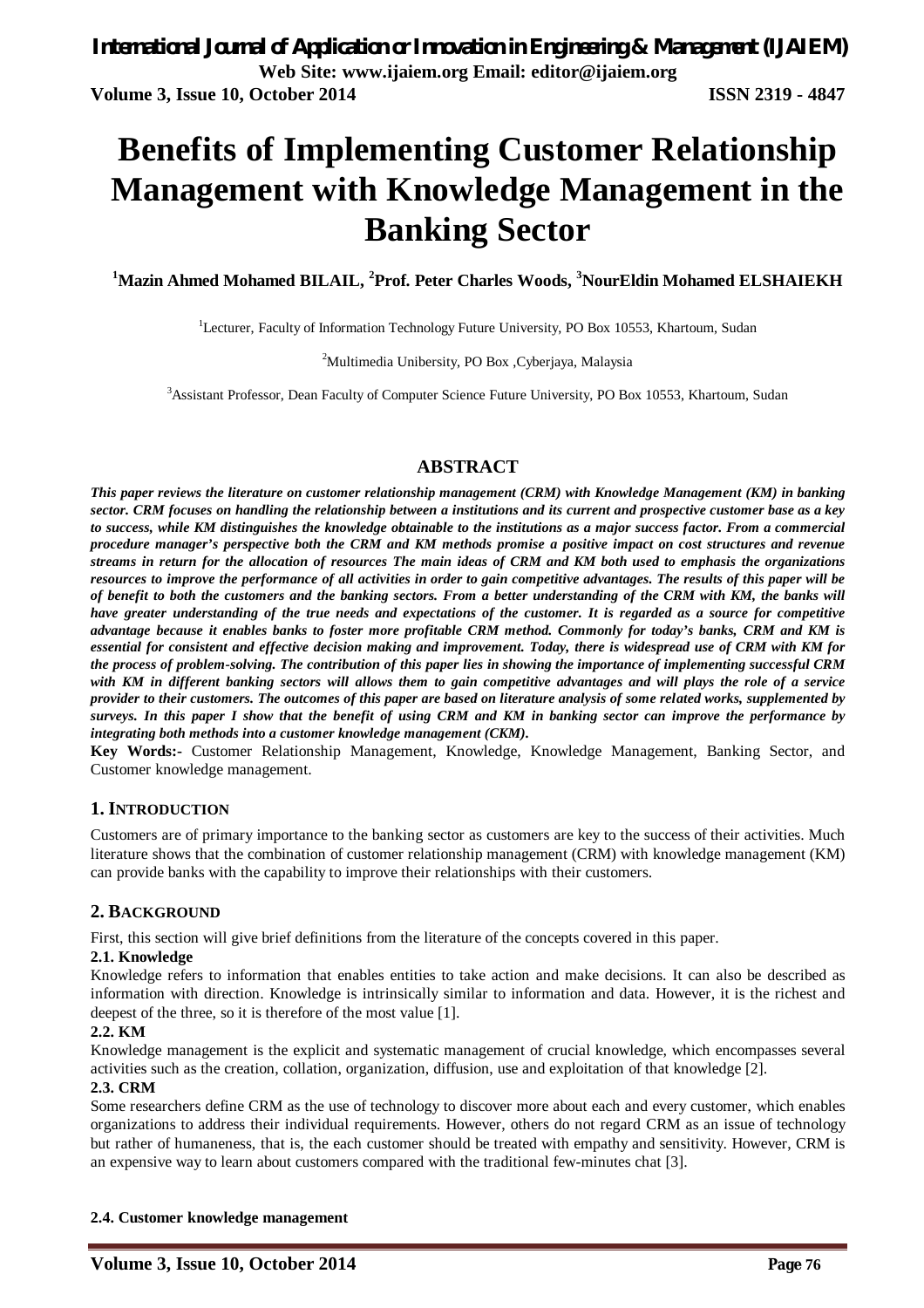# Benefits of Implementing Customer Relationship Management with Knowledge Management in the Banking Sector

**[1]Mazin Ahmed Mohamed BILAIL, [2]Prof. Peter Charles Woods, [3]NourEldin Mohamed ELSHAIEKH**

[1]Lecturer, Faculty of Information Technology Future University, PO Box 10553, Khartoum, Sudan

[2]Multimedia Unibersity, PO Box ,Cyberjaya, Malaysia

[3]Assistant Professor, Dean Faculty of Computer Science Future University, PO Box 10553, Khartoum, Sudan

## ABSTRACT

***This paper reviews the literature on customer relationship management (CRM) with Knowledge Management (KM) in banking sector. CRM focuses on handling the relationship between a institutions and its current and prospective customer base as a key to success, while KM distinguishes the knowledge obtainable to the institutions as a major success factor. From a commercial procedure manager's perspective both the CRM and KM methods promise a positive impact on cost structures and revenue streams in return for the allocation of resources The main ideas of CRM and KM both used to emphasis the organizations resources to improve the performance of all activities in order to gain competitive advantages. The results of this paper will be of benefit to both the customers and the banking sectors. From a better understanding of the CRM with KM, the banks will have greater understanding of the true needs and expectations of the customer. It is regarded as a source for competitive advantage because it enables banks to foster more profitable CRM method. Commonly for today's banks, CRM and KM is essential for consistent and effective decision making and improvement. Today, there is widespread use of CRM with KM for the process of problem-solving. The contribution of this paper lies in showing the importance of implementing successful CRM with KM in different banking sectors will allows them to gain competitive advantages and will plays the role of a service provider to their customers. The outcomes of this paper are based on literature analysis of some related works, supplemented by surveys. In this paper I show that the benefit of using CRM and KM in banking sector can improve the performance by integrating both methods into a customer knowledge management (CKM).***

**Key Words:-** Customer Relationship Management, Knowledge, Knowledge Management, Banking Sector, and Customer knowledge management.

## 1. INTRODUCTION

Customers are of primary importance to the banking sector as customers are key to the success of their activities. Much literature shows that the combination of customer relationship management (CRM) with knowledge management (KM) can provide banks with the capability to improve their relationships with their customers.

## 2. BACKGROUND

First, this section will give brief definitions from the literature of the concepts covered in this paper.

### 2.1. Knowledge

Knowledge refers to information that enables entities to take action and make decisions. It can also be described as information with direction. Knowledge is intrinsically similar to information and data. However, it is the richest and deepest of the three, so it is therefore of the most value [1].

### 2.2. KM

Knowledge management is the explicit and systematic management of crucial knowledge, which encompasses several activities such as the creation, collation, organization, diffusion, use and exploitation of that knowledge [2].

### 2.3. CRM

Some researchers define CRM as the use of technology to discover more about each and every customer, which enables organizations to address their individual requirements. However, others do not regard CRM as an issue of technology but rather of humaneness, that is, the each customer should be treated with empathy and sensitivity. However, CRM is an expensive way to learn about customers compared with the traditional few-minutes chat [3].

### 2.4. Customer knowledge management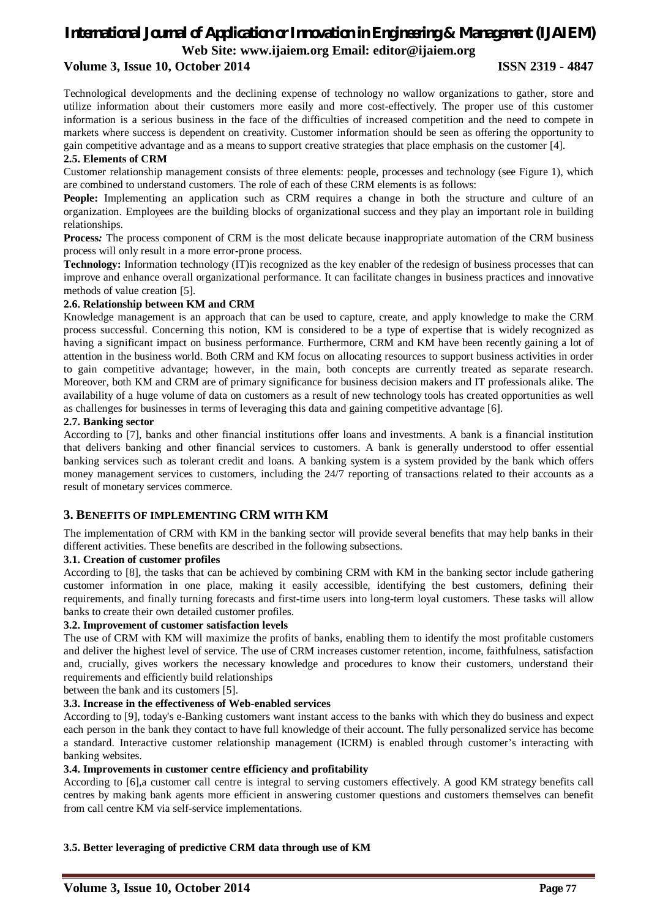Technological developments and the declining expense of technology no wallow organizations to gather, store and utilize information about their customers more easily and more cost-effectively. The proper use of this customer information is a serious business in the face of the difficulties of increased competition and the need to compete in markets where success is dependent on creativity. Customer information should be seen as offering the opportunity to gain competitive advantage and as a means to support creative strategies that place emphasis on the customer [4].

### 2.5. Elements of CRM

Customer relationship management consists of three elements: people, processes and technology (see Figure 1), which are combined to understand customers. The role of each of these CRM elements is as follows:

**People:** Implementing an application such as CRM requires a change in both the structure and culture of an organization. Employees are the building blocks of organizational success and they play an important role in building relationships.

**Process:** The process component of CRM is the most delicate because inappropriate automation of the CRM business process will only result in a more error-prone process.

**Technology:** Information technology (IT)is recognized as the key enabler of the redesign of business processes that can improve and enhance overall organizational performance. It can facilitate changes in business practices and innovative methods of value creation [5].

### 2.6. Relationship between KM and CRM

Knowledge management is an approach that can be used to capture, create, and apply knowledge to make the CRM process successful. Concerning this notion, KM is considered to be a type of expertise that is widely recognized as having a significant impact on business performance. Furthermore, CRM and KM have been recently gaining a lot of attention in the business world. Both CRM and KM focus on allocating resources to support business activities in order to gain competitive advantage; however, in the main, both concepts are currently treated as separate research. Moreover, both KM and CRM are of primary significance for business decision makers and IT professionals alike. The availability of a huge volume of data on customers as a result of new technology tools has created opportunities as well as challenges for businesses in terms of leveraging this data and gaining competitive advantage [6].

### 2.7. Banking sector

According to [7], banks and other financial institutions offer loans and investments. A bank is a financial institution that delivers banking and other financial services to customers. A bank is generally understood to offer essential banking services such as tolerant credit and loans. A banking system is a system provided by the bank which offers money management services to customers, including the 24/7 reporting of transactions related to their accounts as a result of monetary services commerce.

## 3. BENEFITS OF IMPLEMENTING CRM WITH KM

The implementation of CRM with KM in the banking sector will provide several benefits that may help banks in their different activities. These benefits are described in the following subsections.

### 3.1. Creation of customer profiles

According to [8], the tasks that can be achieved by combining CRM with KM in the banking sector include gathering customer information in one place, making it easily accessible, identifying the best customers, defining their requirements, and finally turning forecasts and first-time users into long-term loyal customers. These tasks will allow banks to create their own detailed customer profiles.

### 3.2. Improvement of customer satisfaction levels

The use of CRM with KM will maximize the profits of banks, enabling them to identify the most profitable customers and deliver the highest level of service. The use of CRM increases customer retention, income, faithfulness, satisfaction and, crucially, gives workers the necessary knowledge and procedures to know their customers, understand their requirements and efficiently build relationships between the bank and its customers [5].

### 3.3. Increase in the effectiveness of Web-enabled services

According to [9], today's e-Banking customers want instant access to the banks with which they do business and expect each person in the bank they contact to have full knowledge of their account. The fully personalized service has become a standard. Interactive customer relationship management (ICRM) is enabled through customer's interacting with banking websites.

### 3.4. Improvements in customer centre efficiency and profitability

According to [6],a customer call centre is integral to serving customers effectively. A good KM strategy benefits call centres by making bank agents more efficient in answering customer questions and customers themselves can benefit from call centre KM via self-service implementations.

### 3.5. Better leveraging of predictive CRM data through use of KM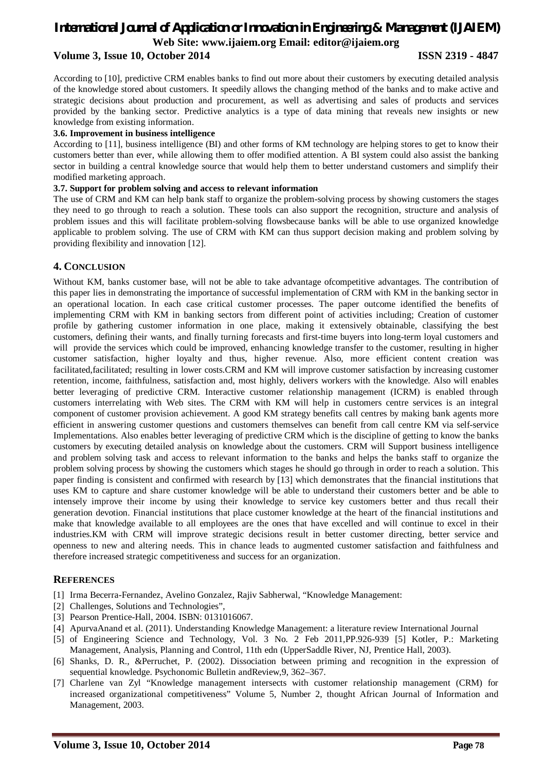According to [10], predictive CRM enables banks to find out more about their customers by executing detailed analysis of the knowledge stored about customers. It speedily allows the changing method of the banks and to make active and strategic decisions about production and procurement, as well as advertising and sales of products and services provided by the banking sector. Predictive analytics is a type of data mining that reveals new insights or new knowledge from existing information.

### 3.6. Improvement in business intelligence

According to [11], business intelligence (BI) and other forms of KM technology are helping stores to get to know their customers better than ever, while allowing them to offer modified attention. A BI system could also assist the banking sector in building a central knowledge source that would help them to better understand customers and simplify their modified marketing approach.

### 3.7. Support for problem solving and access to relevant information

The use of CRM and KM can help bank staff to organize the problem-solving process by showing customers the stages they need to go through to reach a solution. These tools can also support the recognition, structure and analysis of problem issues and this will facilitate problem-solving flowsbecause banks will be able to use organized knowledge applicable to problem solving. The use of CRM with KM can thus support decision making and problem solving by providing flexibility and innovation [12].

## 4. CONCLUSION

Without KM, banks customer base, will not be able to take advantage ofcompetitive advantages. The contribution of this paper lies in demonstrating the importance of successful implementation of CRM with KM in the banking sector in an operational location. In each case critical customer processes. The paper outcome identified the benefits of implementing CRM with KM in banking sectors from different point of activities including; Creation of customer profile by gathering customer information in one place, making it extensively obtainable, classifying the best customers, defining their wants, and finally turning forecasts and first-time buyers into long-term loyal customers and will provide the services which could be improved, enhancing knowledge transfer to the customer, resulting in higher customer satisfaction, higher loyalty and thus, higher revenue. Also, more efficient content creation was facilitated,facilitated; resulting in lower costs.CRM and KM will improve customer satisfaction by increasing customer retention, income, faithfulness, satisfaction and, most highly, delivers workers with the knowledge. Also will enables better leveraging of predictive CRM. Interactive customer relationship management (ICRM) is enabled through customers interrelating with Web sites. The CRM with KM will help in customers centre services is an integral component of customer provision achievement. A good KM strategy benefits call centres by making bank agents more efficient in answering customer questions and customers themselves can benefit from call centre KM via self-service Implementations. Also enables better leveraging of predictive CRM which is the discipline of getting to know the banks customers by executing detailed analysis on knowledge about the customers. CRM will Support business intelligence and problem solving task and access to relevant information to the banks and helps the banks staff to organize the problem solving process by showing the customers which stages he should go through in order to reach a solution. This paper finding is consistent and confirmed with research by [13] which demonstrates that the financial institutions that uses KM to capture and share customer knowledge will be able to understand their customers better and be able to intensely improve their income by using their knowledge to service key customers better and thus recall their generation devotion. Financial institutions that place customer knowledge at the heart of the financial institutions and make that knowledge available to all employees are the ones that have excelled and will continue to excel in their industries.KM with CRM will improve strategic decisions result in better customer directing, better service and openness to new and altering needs. This in chance leads to augmented customer satisfaction and faithfulness and therefore increased strategic competitiveness and success for an organization.

## REFERENCES

[1] Irma Becerra-Fernandez, Avelino Gonzalez, Rajiv Sabherwal, "Knowledge Management:

[2] Challenges, Solutions and Technologies",

[3] Pearson Prentice-Hall, 2004. ISBN: 0131016067.

[4] ApurvaAnand et al. (2011). Understanding Knowledge Management: a literature review International Journal

[5] of Engineering Science and Technology, Vol. 3 No. 2 Feb 2011,PP.926-939 [5] Kotler, P.: Marketing Management, Analysis, Planning and Control, 11th edn (UpperSaddle River, NJ, Prentice Hall, 2003).

[6] Shanks, D. R., &Perruchet, P. (2002). Dissociation between priming and recognition in the expression of sequential knowledge. Psychonomic Bulletin andReview,9, 362–367.

[7] Charlene van Zyl "Knowledge management intersects with customer relationship management (CRM) for increased organizational competitiveness" Volume 5, Number 2, thought African Journal of Information and Management, 2003.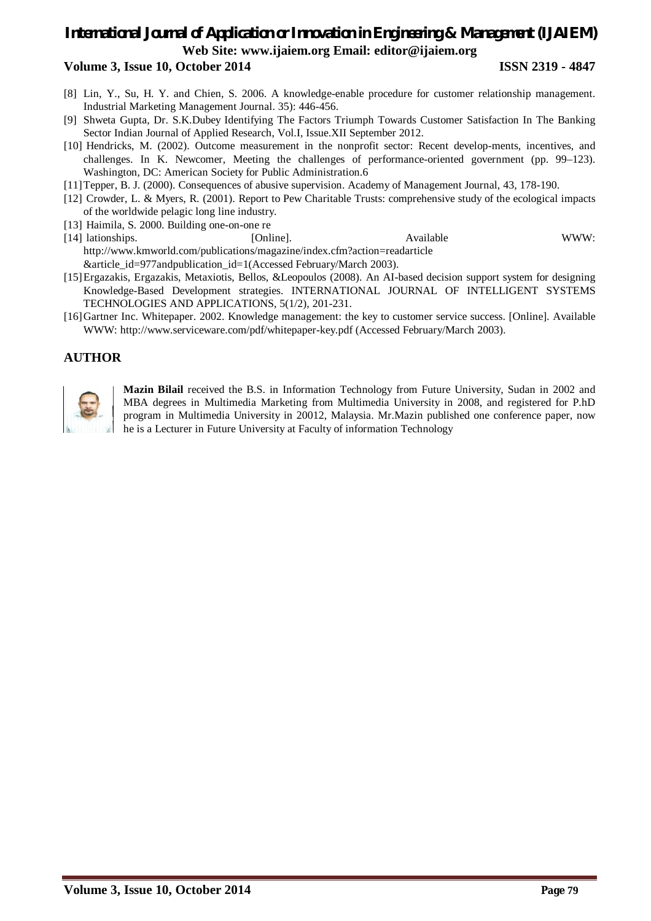[8] Lin, Y., Su, H. Y. and Chien, S. 2006. A knowledge-enable procedure for customer relationship management. Industrial Marketing Management Journal. 35): 446-456.

[9] Shweta Gupta, Dr. S.K.Dubey Identifying The Factors Triumph Towards Customer Satisfaction In The Banking Sector Indian Journal of Applied Research, Vol.I, Issue.XII September 2012.

[10] Hendricks, M. (2002). Outcome measurement in the nonprofit sector: Recent develop-ments, incentives, and challenges. In K. Newcomer, Meeting the challenges of performance-oriented government (pp. 99–123). Washington, DC: American Society for Public Administration.6

[11] Tepper, B. J. (2000). Consequences of abusive supervision. Academy of Management Journal, 43, 178-190.

[12] Crowder, L. & Myers, R. (2001). Report to Pew Charitable Trusts: comprehensive study of the ecological impacts of the worldwide pelagic long line industry.

[13] Haimila, S. 2000. Building one-on-one re

[14] lationships. [Online]. Available WWW: http://www.kmworld.com/publications/magazine/index.cfm?action=readarticle &article_id=977andpublication_id=1(Accessed February/March 2003).

[15] Ergazakis, Ergazakis, Metaxiotis, Bellos, &Leopoulos (2008). An AI-based decision support system for designing Knowledge-Based Development strategies. INTERNATIONAL JOURNAL OF INTELLIGENT SYSTEMS TECHNOLOGIES AND APPLICATIONS, 5(1/2), 201-231.

[16] Gartner Inc. Whitepaper. 2002. Knowledge management: the key to customer service success. [Online]. Available WWW: http://www.serviceware.com/pdf/whitepaper-key.pdf (Accessed February/March 2003).

## AUTHOR

**Mazin Bilail** received the B.S. in Information Technology from Future University, Sudan in 2002 and MBA degrees in Multimedia Marketing from Multimedia University in 2008, and registered for P.hD program in Multimedia University in 20012, Malaysia. Mr.Mazin published one conference paper, now he is a Lecturer in Future University at Faculty of information Technology